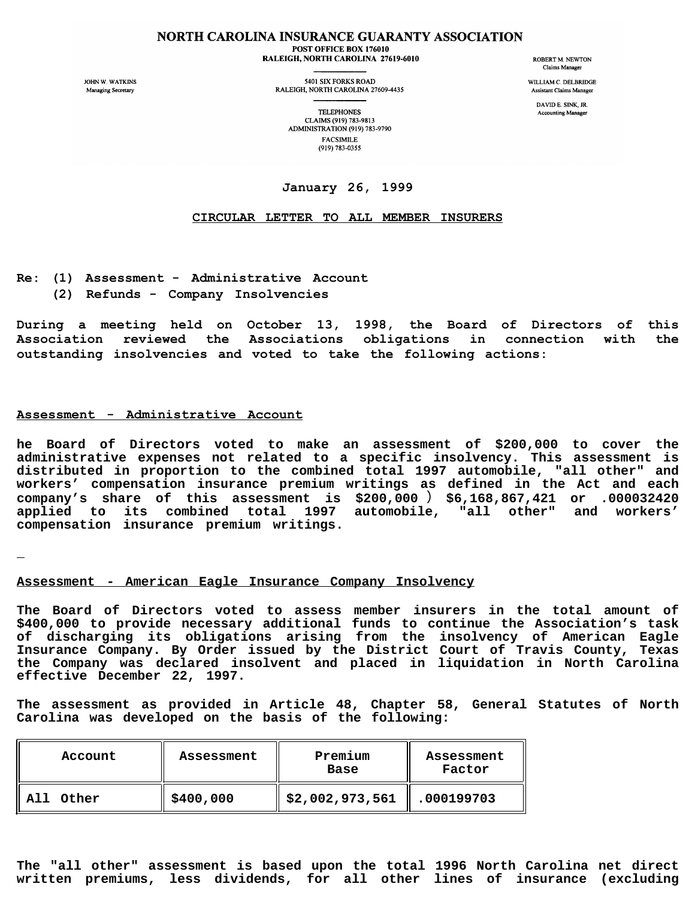NORTH CAROLINA INSURANCE GUARANTY ASSOCIATION
POST OFFICE BOX 176010
RALEIGH, NORTH CAROLINA 27619-6010

JOHN W. WATKINS
Managing Secretary

5401 SIX FORKS ROAD
RALEIGH, NORTH CAROLINA 27609-4435

TELEPHONES
CLAIMS (919) 783-9813
ADMINISTRATION (919) 783-9790
FACSIMILE
(919) 783-0355

ROBERT M. NEWTON
Claims Manager

WILLIAM C. DELBRIDGE
Assistant Claims Manager

DAVID E. SINK, JR.
Accounting Manager

**January 26, 1999**

**CIRCULAR LETTER TO ALL MEMBER INSURERS**

**Re: (1) Assessment - Administrative Account**
**(2) Refunds - Company Insolvencies**

**During a meeting held on October 13, 1998, the Board of Directors of this Association reviewed the Associations obligations in connection with the outstanding insolvencies and voted to take the following actions:**

**Assessment - Administrative Account**

**he Board of Directors voted to make an assessment of $200,000 to cover the administrative expenses not related to a specific insolvency. This assessment is distributed in proportion to the combined total 1997 automobile, "all other" and workers' compensation insurance premium writings as defined in the Act and each company's share of this assessment is $200,000 ) $6,168,867,421 or .000032420 applied to its combined total 1997 automobile, "all other" and workers' compensation insurance premium writings.**

**Assessment - American Eagle Insurance Company Insolvency**

**The Board of Directors voted to assess member insurers in the total amount of $400,000 to provide necessary additional funds to continue the Association's task of discharging its obligations arising from the insolvency of American Eagle Insurance Company. By Order issued by the District Court of Travis County, Texas the Company was declared insolvent and placed in liquidation in North Carolina effective December 22, 1997.**

**The assessment as provided in Article 48, Chapter 58, General Statutes of North Carolina was developed on the basis of the following:**

| Account | Assessment | Premium Base | Assessment Factor |
|---|---|---|---|
| All Other | $400,000 | $2,002,973,561 | .000199703 |

**The "all other" assessment is based upon the total 1996 North Carolina net direct written premiums, less dividends, for all other lines of insurance (excluding**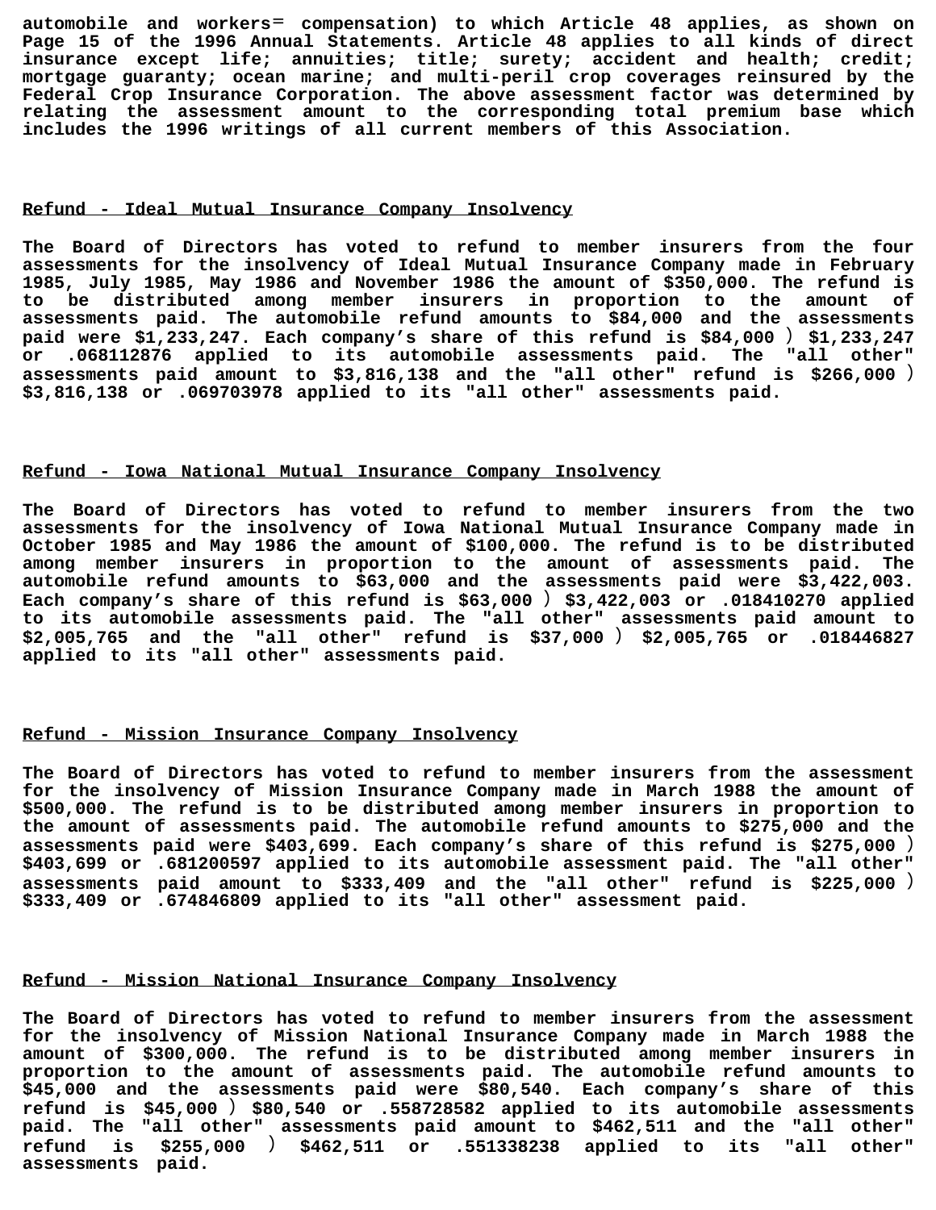automobile and workers= compensation) to which Article 48 applies, as shown on Page 15 of the 1996 Annual Statements. Article 48 applies to all kinds of direct insurance except life; annuities; title; surety; accident and health; credit; mortgage guaranty; ocean marine; and multi-peril crop coverages reinsured by the Federal Crop Insurance Corporation. The above assessment factor was determined by relating the assessment amount to the corresponding total premium base which includes the 1996 writings of all current members of this Association.

### Refund - Ideal Mutual Insurance Company Insolvency

The Board of Directors has voted to refund to member insurers from the four assessments for the insolvency of Ideal Mutual Insurance Company made in February 1985, July 1985, May 1986 and November 1986 the amount of $350,000. The refund is to be distributed among member insurers in proportion to the amount of assessments paid. The automobile refund amounts to $84,000 and the assessments paid were $1,233,247. Each company's share of this refund is $84,000 ) $1,233,247 or .068112876 applied to its automobile assessments paid. The "all other" assessments paid amount to $3,816,138 and the "all other" refund is $266,000 ) $3,816,138 or .069703978 applied to its "all other" assessments paid.

### Refund - Iowa National Mutual Insurance Company Insolvency

The Board of Directors has voted to refund to member insurers from the two assessments for the insolvency of Iowa National Mutual Insurance Company made in October 1985 and May 1986 the amount of $100,000. The refund is to be distributed among member insurers in proportion to the amount of assessments paid. The automobile refund amounts to $63,000 and the assessments paid were $3,422,003. Each company's share of this refund is $63,000 ) $3,422,003 or .018410270 applied to its automobile assessments paid. The "all other" assessments paid amount to $2,005,765 and the "all other" refund is $37,000 ) $2,005,765 or .018446827 applied to its "all other" assessments paid.

### Refund - Mission Insurance Company Insolvency

The Board of Directors has voted to refund to member insurers from the assessment for the insolvency of Mission Insurance Company made in March 1988 the amount of $500,000. The refund is to be distributed among member insurers in proportion to the amount of assessments paid. The automobile refund amounts to $275,000 and the assessments paid were $403,699. Each company's share of this refund is $275,000 ) $403,699 or .681200597 applied to its automobile assessment paid. The "all other" assessments paid amount to $333,409 and the "all other" refund is $225,000 ) $333,409 or .674846809 applied to its "all other" assessment paid.

### Refund - Mission National Insurance Company Insolvency

The Board of Directors has voted to refund to member insurers from the assessment for the insolvency of Mission National Insurance Company made in March 1988 the amount of $300,000. The refund is to be distributed among member insurers in proportion to the amount of assessments paid. The automobile refund amounts to $45,000 and the assessments paid were $80,540. Each company's share of this refund is $45,000 ) $80,540 or .558728582 applied to its automobile assessments paid. The "all other" assessments paid amount to $462,511 and the "all other" refund is $255,000 ) $462,511 or .551338238 applied to its "all other" assessments paid.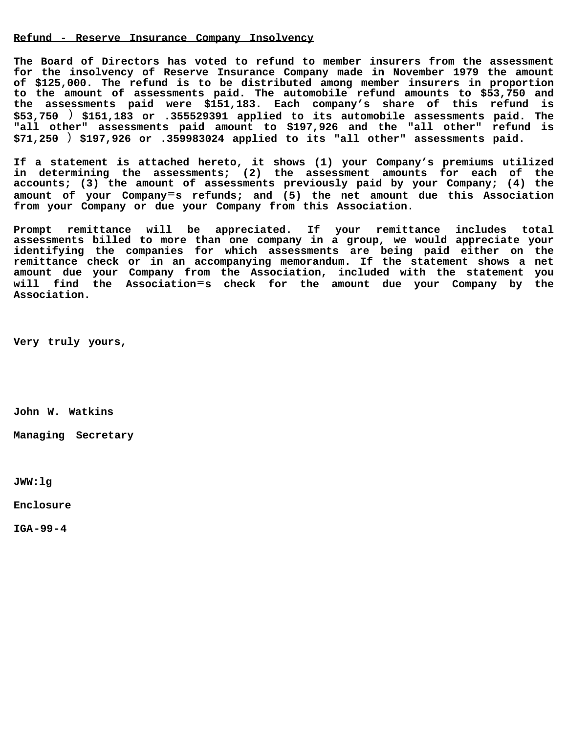**Refund - Reserve Insurance Company Insolvency**

The Board of Directors has voted to refund to member insurers from the assessment for the insolvency of Reserve Insurance Company made in November 1979 the amount of $125,000. The refund is to be distributed among member insurers in proportion to the amount of assessments paid. The automobile refund amounts to $53,750 and the assessments paid were $151,183. Each company’s share of this refund is $53,750 ) $151,183 or .355529391 applied to its automobile assessments paid. The "all other" assessments paid amount to $197,926 and the "all other" refund is $71,250 ) $197,926 or .359983024 applied to its "all other" assessments paid.

If a statement is attached hereto, it shows (1) your Company’s premiums utilized in determining the assessments; (2) the assessment amounts for each of the accounts; (3) the amount of assessments previously paid by your Company; (4) the amount of your Company=s refunds; and (5) the net amount due this Association from your Company or due your Company from this Association.

Prompt remittance will be appreciated. If your remittance includes total assessments billed to more than one company in a group, we would appreciate your identifying the companies for which assessments are being paid either on the remittance check or in an accompanying memorandum. If the statement shows a net amount due your Company from the Association, included with the statement you will find the Association=s check for the amount due your Company by the Association.

Very truly yours,

John W. Watkins

Managing Secretary

JWW:lg

Enclosure

IGA-99-4